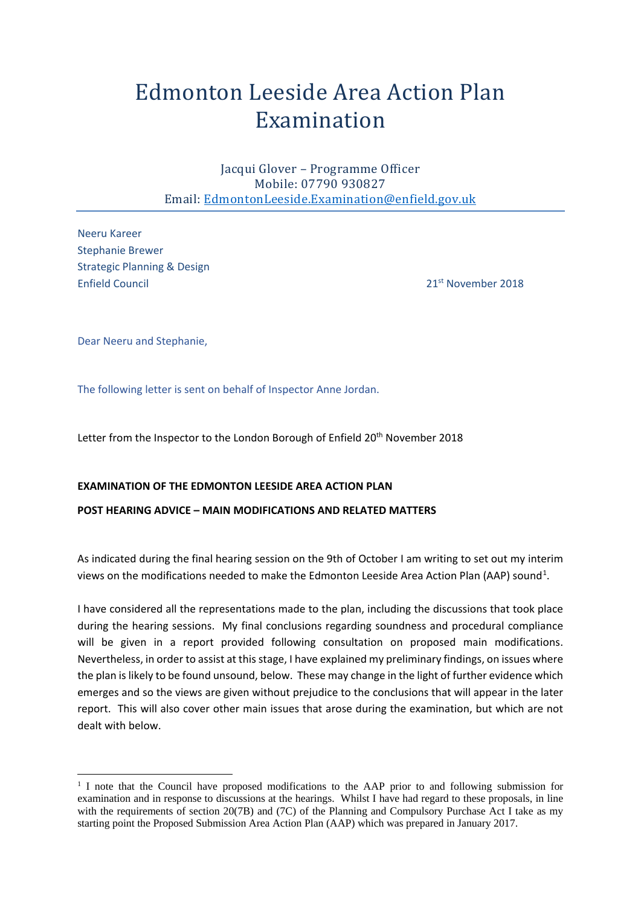# Edmonton Leeside Area Action Plan Examination

Jacqui Glover – Programme Officer
Mobile: 07790 930827
Email: EdmontonLeeside.Examination@enfield.gov.uk

---

Neeru Kareer
Stephanie Brewer
Strategic Planning & Design
Enfield Council

21st November 2018

Dear Neeru and Stephanie,

The following letter is sent on behalf of Inspector Anne Jordan.

Letter from the Inspector to the London Borough of Enfield 20th November 2018

**EXAMINATION OF THE EDMONTON LEESIDE AREA ACTION PLAN**

**POST HEARING ADVICE – MAIN MODIFICATIONS AND RELATED MATTERS**

As indicated during the final hearing session on the 9th of October I am writing to set out my interim views on the modifications needed to make the Edmonton Leeside Area Action Plan (AAP) sound[1].

I have considered all the representations made to the plan, including the discussions that took place during the hearing sessions. My final conclusions regarding soundness and procedural compliance will be given in a report provided following consultation on proposed main modifications. Nevertheless, in order to assist at this stage, I have explained my preliminary findings, on issues where the plan is likely to be found unsound, below. These may change in the light of further evidence which emerges and so the views are given without prejudice to the conclusions that will appear in the later report. This will also cover other main issues that arose during the examination, but which are not dealt with below.

---

[1] I note that the Council have proposed modifications to the AAP prior to and following submission for examination and in response to discussions at the hearings. Whilst I have had regard to these proposals, in line with the requirements of section 20(7B) and (7C) of the Planning and Compulsory Purchase Act I take as my starting point the Proposed Submission Area Action Plan (AAP) which was prepared in January 2017.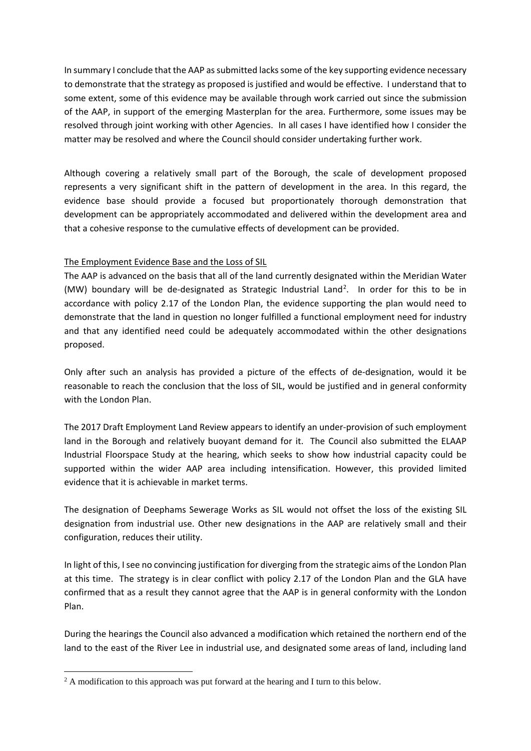In summary I conclude that the AAP as submitted lacks some of the key supporting evidence necessary to demonstrate that the strategy as proposed is justified and would be effective. I understand that to some extent, some of this evidence may be available through work carried out since the submission of the AAP, in support of the emerging Masterplan for the area. Furthermore, some issues may be resolved through joint working with other Agencies. In all cases I have identified how I consider the matter may be resolved and where the Council should consider undertaking further work.

Although covering a relatively small part of the Borough, the scale of development proposed represents a very significant shift in the pattern of development in the area. In this regard, the evidence base should provide a focused but proportionately thorough demonstration that development can be appropriately accommodated and delivered within the development area and that a cohesive response to the cumulative effects of development can be provided.

<u>The Employment Evidence Base and the Loss of SIL</u>

The AAP is advanced on the basis that all of the land currently designated within the Meridian Water (MW) boundary will be de-designated as Strategic Industrial Land[2]. In order for this to be in accordance with policy 2.17 of the London Plan, the evidence supporting the plan would need to demonstrate that the land in question no longer fulfilled a functional employment need for industry and that any identified need could be adequately accommodated within the other designations proposed.

Only after such an analysis has provided a picture of the effects of de-designation, would it be reasonable to reach the conclusion that the loss of SIL, would be justified and in general conformity with the London Plan.

The 2017 Draft Employment Land Review appears to identify an under-provision of such employment land in the Borough and relatively buoyant demand for it. The Council also submitted the ELAAP Industrial Floorspace Study at the hearing, which seeks to show how industrial capacity could be supported within the wider AAP area including intensification. However, this provided limited evidence that it is achievable in market terms.

The designation of Deephams Sewerage Works as SIL would not offset the loss of the existing SIL designation from industrial use. Other new designations in the AAP are relatively small and their configuration, reduces their utility.

In light of this, I see no convincing justification for diverging from the strategic aims of the London Plan at this time. The strategy is in clear conflict with policy 2.17 of the London Plan and the GLA have confirmed that as a result they cannot agree that the AAP is in general conformity with the London Plan.

During the hearings the Council also advanced a modification which retained the northern end of the land to the east of the River Lee in industrial use, and designated some areas of land, including land

---

[2] A modification to this approach was put forward at the hearing and I turn to this below.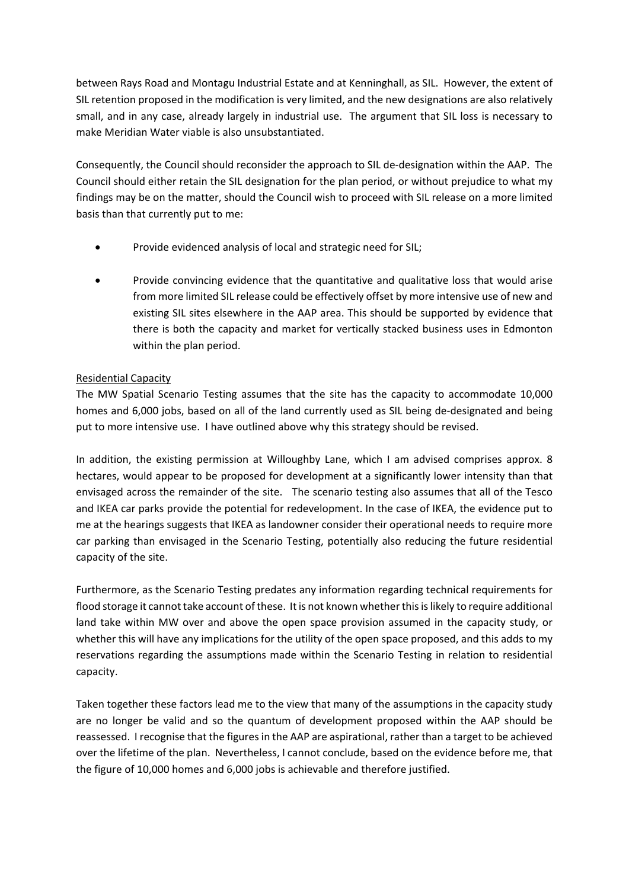between Rays Road and Montagu Industrial Estate and at Kenninghall, as SIL. However, the extent of SIL retention proposed in the modification is very limited, and the new designations are also relatively small, and in any case, already largely in industrial use. The argument that SIL loss is necessary to make Meridian Water viable is also unsubstantiated.

Consequently, the Council should reconsider the approach to SIL de-designation within the AAP. The Council should either retain the SIL designation for the plan period, or without prejudice to what my findings may be on the matter, should the Council wish to proceed with SIL release on a more limited basis than that currently put to me:

- Provide evidenced analysis of local and strategic need for SIL;
- Provide convincing evidence that the quantitative and qualitative loss that would arise from more limited SIL release could be effectively offset by more intensive use of new and existing SIL sites elsewhere in the AAP area. This should be supported by evidence that there is both the capacity and market for vertically stacked business uses in Edmonton within the plan period.

<u>Residential Capacity</u>

The MW Spatial Scenario Testing assumes that the site has the capacity to accommodate 10,000 homes and 6,000 jobs, based on all of the land currently used as SIL being de-designated and being put to more intensive use. I have outlined above why this strategy should be revised.

In addition, the existing permission at Willoughby Lane, which I am advised comprises approx. 8 hectares, would appear to be proposed for development at a significantly lower intensity than that envisaged across the remainder of the site. The scenario testing also assumes that all of the Tesco and IKEA car parks provide the potential for redevelopment. In the case of IKEA, the evidence put to me at the hearings suggests that IKEA as landowner consider their operational needs to require more car parking than envisaged in the Scenario Testing, potentially also reducing the future residential capacity of the site.

Furthermore, as the Scenario Testing predates any information regarding technical requirements for flood storage it cannot take account of these. It is not known whether this is likely to require additional land take within MW over and above the open space provision assumed in the capacity study, or whether this will have any implications for the utility of the open space proposed, and this adds to my reservations regarding the assumptions made within the Scenario Testing in relation to residential capacity.

Taken together these factors lead me to the view that many of the assumptions in the capacity study are no longer be valid and so the quantum of development proposed within the AAP should be reassessed. I recognise that the figures in the AAP are aspirational, rather than a target to be achieved over the lifetime of the plan. Nevertheless, I cannot conclude, based on the evidence before me, that the figure of 10,000 homes and 6,000 jobs is achievable and therefore justified.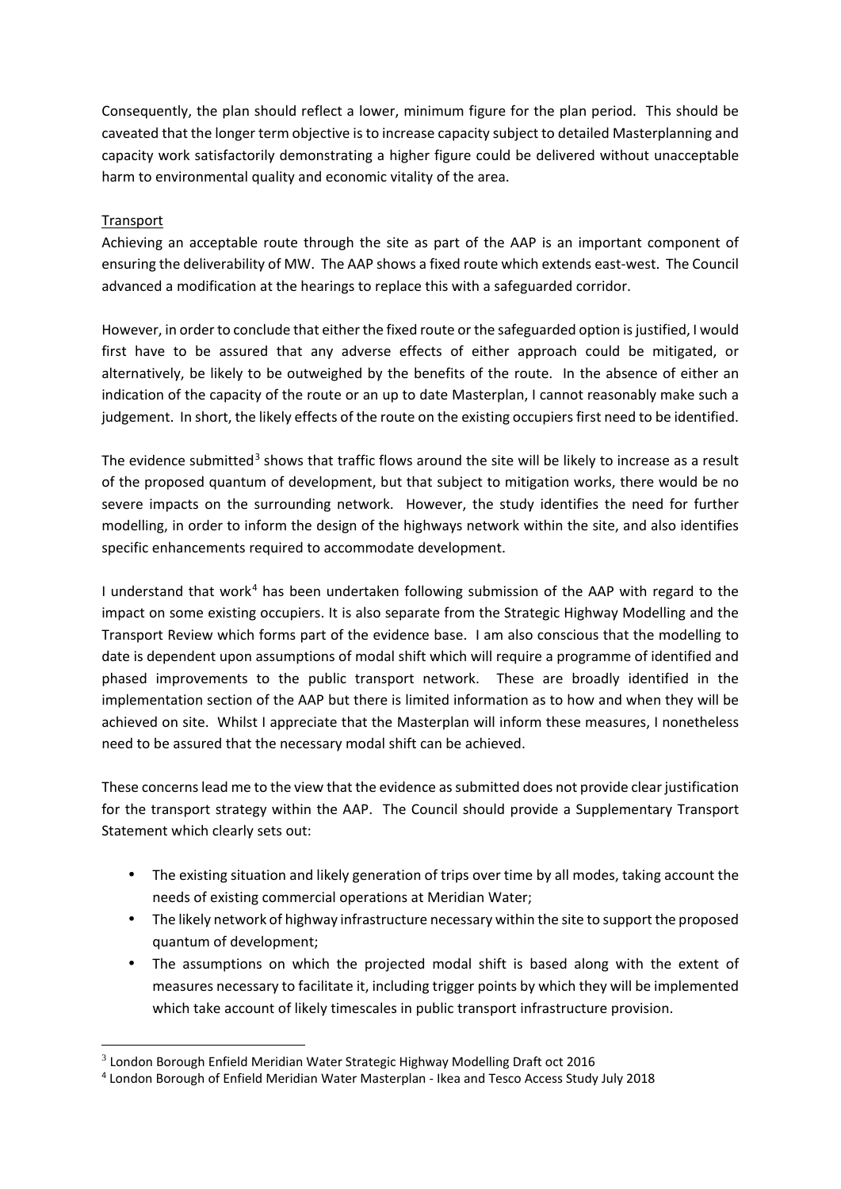Consequently, the plan should reflect a lower, minimum figure for the plan period. This should be caveated that the longer term objective is to increase capacity subject to detailed Masterplanning and capacity work satisfactorily demonstrating a higher figure could be delivered without unacceptable harm to environmental quality and economic vitality of the area.

Transport

Achieving an acceptable route through the site as part of the AAP is an important component of ensuring the deliverability of MW. The AAP shows a fixed route which extends east-west. The Council advanced a modification at the hearings to replace this with a safeguarded corridor.

However, in order to conclude that either the fixed route or the safeguarded option is justified, I would first have to be assured that any adverse effects of either approach could be mitigated, or alternatively, be likely to be outweighed by the benefits of the route. In the absence of either an indication of the capacity of the route or an up to date Masterplan, I cannot reasonably make such a judgement. In short, the likely effects of the route on the existing occupiers first need to be identified.

The evidence submitted[3] shows that traffic flows around the site will be likely to increase as a result of the proposed quantum of development, but that subject to mitigation works, there would be no severe impacts on the surrounding network. However, the study identifies the need for further modelling, in order to inform the design of the highways network within the site, and also identifies specific enhancements required to accommodate development.

I understand that work[4] has been undertaken following submission of the AAP with regard to the impact on some existing occupiers. It is also separate from the Strategic Highway Modelling and the Transport Review which forms part of the evidence base. I am also conscious that the modelling to date is dependent upon assumptions of modal shift which will require a programme of identified and phased improvements to the public transport network. These are broadly identified in the implementation section of the AAP but there is limited information as to how and when they will be achieved on site. Whilst I appreciate that the Masterplan will inform these measures, I nonetheless need to be assured that the necessary modal shift can be achieved.

These concerns lead me to the view that the evidence as submitted does not provide clear justification for the transport strategy within the AAP. The Council should provide a Supplementary Transport Statement which clearly sets out:

- The existing situation and likely generation of trips over time by all modes, taking account the needs of existing commercial operations at Meridian Water;
- The likely network of highway infrastructure necessary within the site to support the proposed quantum of development;
- The assumptions on which the projected modal shift is based along with the extent of measures necessary to facilitate it, including trigger points by which they will be implemented which take account of likely timescales in public transport infrastructure provision.

[3] London Borough Enfield Meridian Water Strategic Highway Modelling Draft oct 2016

[4] London Borough of Enfield Meridian Water Masterplan - Ikea and Tesco Access Study July 2018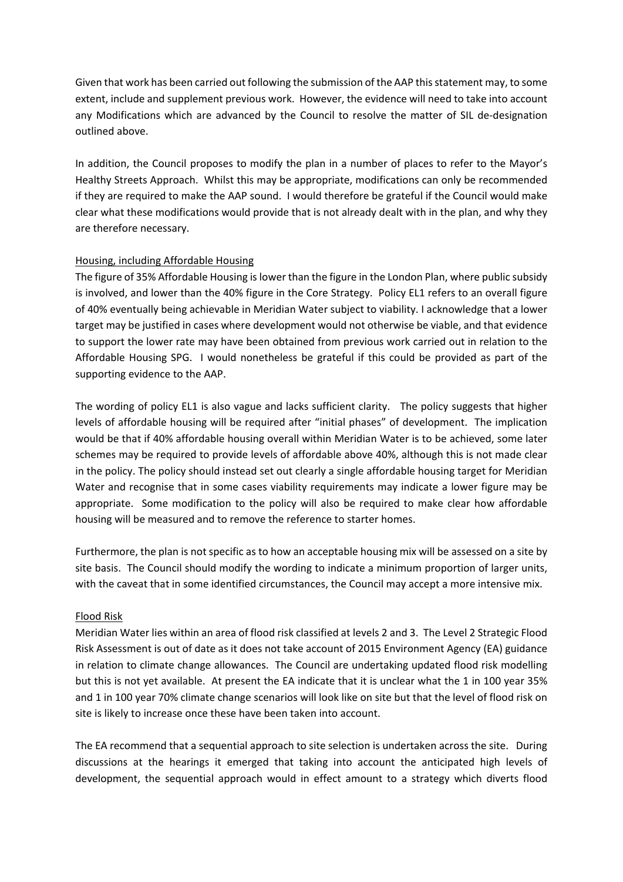Given that work has been carried out following the submission of the AAP this statement may, to some extent, include and supplement previous work. However, the evidence will need to take into account any Modifications which are advanced by the Council to resolve the matter of SIL de-designation outlined above.

In addition, the Council proposes to modify the plan in a number of places to refer to the Mayor's Healthy Streets Approach. Whilst this may be appropriate, modifications can only be recommended if they are required to make the AAP sound. I would therefore be grateful if the Council would make clear what these modifications would provide that is not already dealt with in the plan, and why they are therefore necessary.

Housing, including Affordable Housing

The figure of 35% Affordable Housing is lower than the figure in the London Plan, where public subsidy is involved, and lower than the 40% figure in the Core Strategy. Policy EL1 refers to an overall figure of 40% eventually being achievable in Meridian Water subject to viability. I acknowledge that a lower target may be justified in cases where development would not otherwise be viable, and that evidence to support the lower rate may have been obtained from previous work carried out in relation to the Affordable Housing SPG. I would nonetheless be grateful if this could be provided as part of the supporting evidence to the AAP.

The wording of policy EL1 is also vague and lacks sufficient clarity. The policy suggests that higher levels of affordable housing will be required after "initial phases" of development. The implication would be that if 40% affordable housing overall within Meridian Water is to be achieved, some later schemes may be required to provide levels of affordable above 40%, although this is not made clear in the policy. The policy should instead set out clearly a single affordable housing target for Meridian Water and recognise that in some cases viability requirements may indicate a lower figure may be appropriate. Some modification to the policy will also be required to make clear how affordable housing will be measured and to remove the reference to starter homes.

Furthermore, the plan is not specific as to how an acceptable housing mix will be assessed on a site by site basis. The Council should modify the wording to indicate a minimum proportion of larger units, with the caveat that in some identified circumstances, the Council may accept a more intensive mix.

Flood Risk

Meridian Water lies within an area of flood risk classified at levels 2 and 3. The Level 2 Strategic Flood Risk Assessment is out of date as it does not take account of 2015 Environment Agency (EA) guidance in relation to climate change allowances. The Council are undertaking updated flood risk modelling but this is not yet available. At present the EA indicate that it is unclear what the 1 in 100 year 35% and 1 in 100 year 70% climate change scenarios will look like on site but that the level of flood risk on site is likely to increase once these have been taken into account.

The EA recommend that a sequential approach to site selection is undertaken across the site. During discussions at the hearings it emerged that taking into account the anticipated high levels of development, the sequential approach would in effect amount to a strategy which diverts flood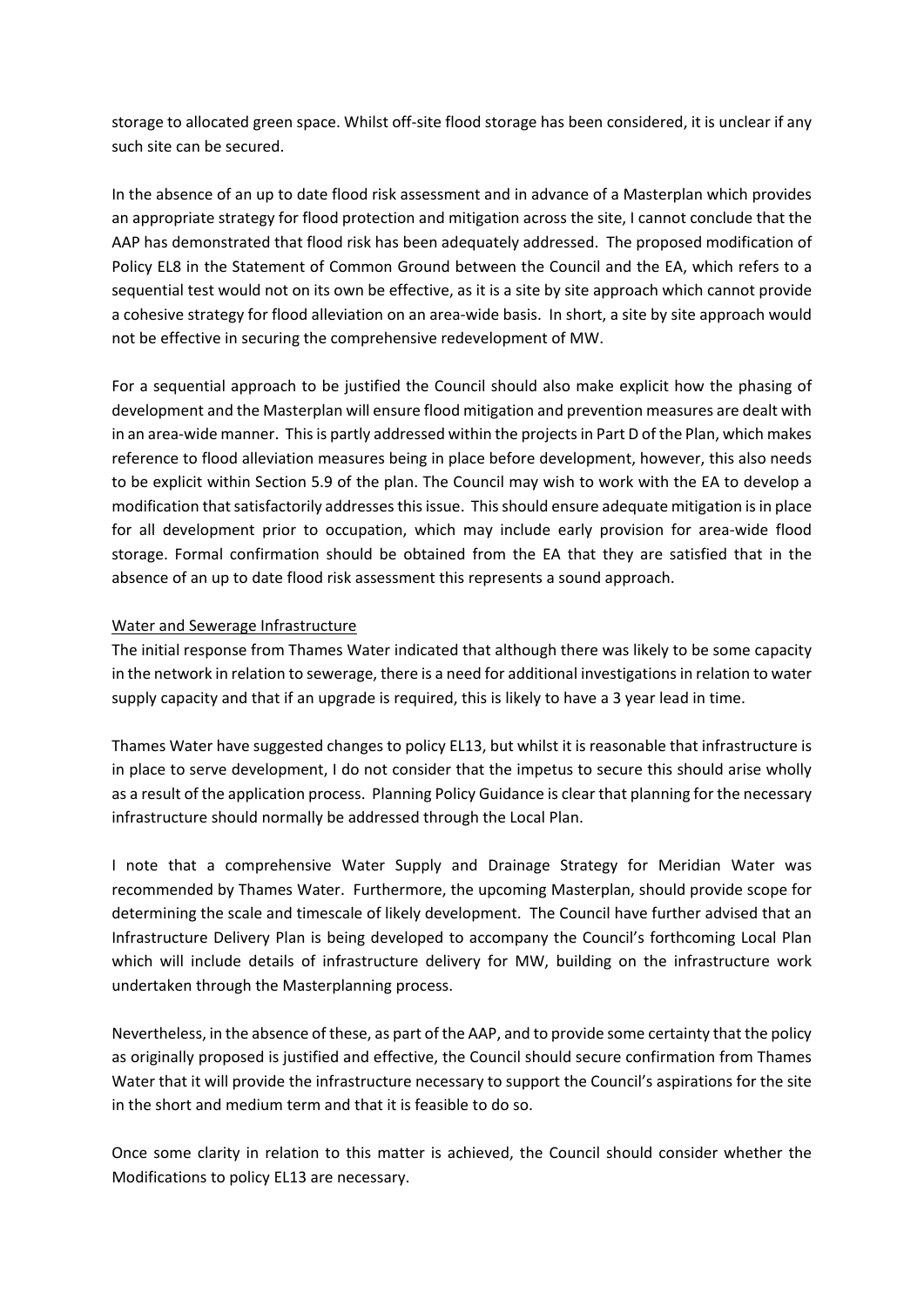storage to allocated green space. Whilst off-site flood storage has been considered, it is unclear if any such site can be secured.

In the absence of an up to date flood risk assessment and in advance of a Masterplan which provides an appropriate strategy for flood protection and mitigation across the site, I cannot conclude that the AAP has demonstrated that flood risk has been adequately addressed. The proposed modification of Policy EL8 in the Statement of Common Ground between the Council and the EA, which refers to a sequential test would not on its own be effective, as it is a site by site approach which cannot provide a cohesive strategy for flood alleviation on an area-wide basis. In short, a site by site approach would not be effective in securing the comprehensive redevelopment of MW.

For a sequential approach to be justified the Council should also make explicit how the phasing of development and the Masterplan will ensure flood mitigation and prevention measures are dealt with in an area-wide manner. This is partly addressed within the projects in Part D of the Plan, which makes reference to flood alleviation measures being in place before development, however, this also needs to be explicit within Section 5.9 of the plan. The Council may wish to work with the EA to develop a modification that satisfactorily addresses this issue. This should ensure adequate mitigation is in place for all development prior to occupation, which may include early provision for area-wide flood storage. Formal confirmation should be obtained from the EA that they are satisfied that in the absence of an up to date flood risk assessment this represents a sound approach.

<u>Water and Sewerage Infrastructure</u>

The initial response from Thames Water indicated that although there was likely to be some capacity in the network in relation to sewerage, there is a need for additional investigations in relation to water supply capacity and that if an upgrade is required, this is likely to have a 3 year lead in time.

Thames Water have suggested changes to policy EL13, but whilst it is reasonable that infrastructure is in place to serve development, I do not consider that the impetus to secure this should arise wholly as a result of the application process. Planning Policy Guidance is clear that planning for the necessary infrastructure should normally be addressed through the Local Plan.

I note that a comprehensive Water Supply and Drainage Strategy for Meridian Water was recommended by Thames Water. Furthermore, the upcoming Masterplan, should provide scope for determining the scale and timescale of likely development. The Council have further advised that an Infrastructure Delivery Plan is being developed to accompany the Council's forthcoming Local Plan which will include details of infrastructure delivery for MW, building on the infrastructure work undertaken through the Masterplanning process.

Nevertheless, in the absence of these, as part of the AAP, and to provide some certainty that the policy as originally proposed is justified and effective, the Council should secure confirmation from Thames Water that it will provide the infrastructure necessary to support the Council's aspirations for the site in the short and medium term and that it is feasible to do so.

Once some clarity in relation to this matter is achieved, the Council should consider whether the Modifications to policy EL13 are necessary.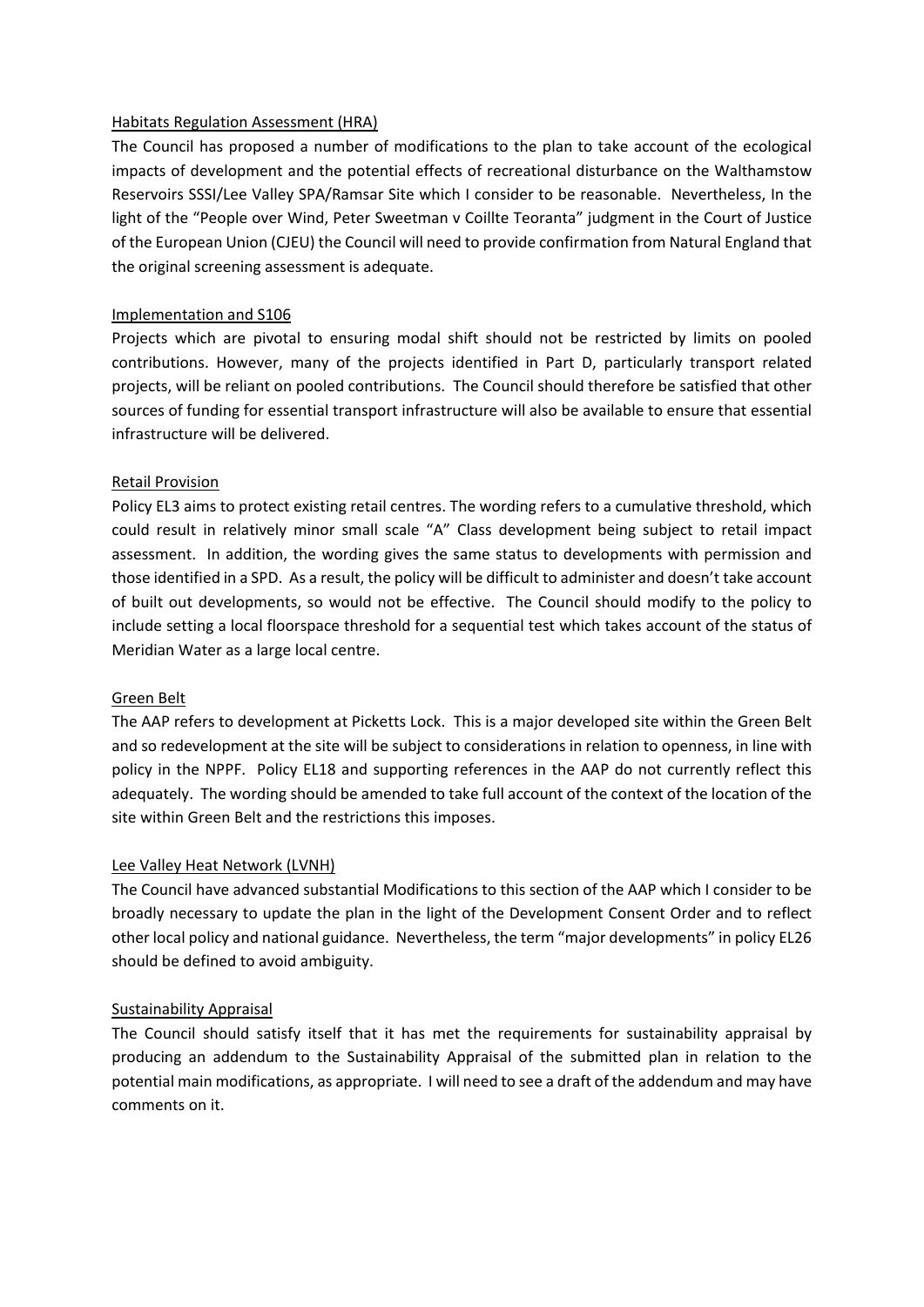Habitats Regulation Assessment (HRA)

The Council has proposed a number of modifications to the plan to take account of the ecological impacts of development and the potential effects of recreational disturbance on the Walthamstow Reservoirs SSSI/Lee Valley SPA/Ramsar Site which I consider to be reasonable. Nevertheless, In the light of the "People over Wind, Peter Sweetman v Coillte Teoranta" judgment in the Court of Justice of the European Union (CJEU) the Council will need to provide confirmation from Natural England that the original screening assessment is adequate.

Implementation and S106

Projects which are pivotal to ensuring modal shift should not be restricted by limits on pooled contributions. However, many of the projects identified in Part D, particularly transport related projects, will be reliant on pooled contributions. The Council should therefore be satisfied that other sources of funding for essential transport infrastructure will also be available to ensure that essential infrastructure will be delivered.

Retail Provision

Policy EL3 aims to protect existing retail centres. The wording refers to a cumulative threshold, which could result in relatively minor small scale "A" Class development being subject to retail impact assessment. In addition, the wording gives the same status to developments with permission and those identified in a SPD. As a result, the policy will be difficult to administer and doesn't take account of built out developments, so would not be effective. The Council should modify to the policy to include setting a local floorspace threshold for a sequential test which takes account of the status of Meridian Water as a large local centre.

Green Belt

The AAP refers to development at Picketts Lock. This is a major developed site within the Green Belt and so redevelopment at the site will be subject to considerations in relation to openness, in line with policy in the NPPF. Policy EL18 and supporting references in the AAP do not currently reflect this adequately. The wording should be amended to take full account of the context of the location of the site within Green Belt and the restrictions this imposes.

Lee Valley Heat Network (LVNH)

The Council have advanced substantial Modifications to this section of the AAP which I consider to be broadly necessary to update the plan in the light of the Development Consent Order and to reflect other local policy and national guidance. Nevertheless, the term "major developments" in policy EL26 should be defined to avoid ambiguity.

Sustainability Appraisal

The Council should satisfy itself that it has met the requirements for sustainability appraisal by producing an addendum to the Sustainability Appraisal of the submitted plan in relation to the potential main modifications, as appropriate. I will need to see a draft of the addendum and may have comments on it.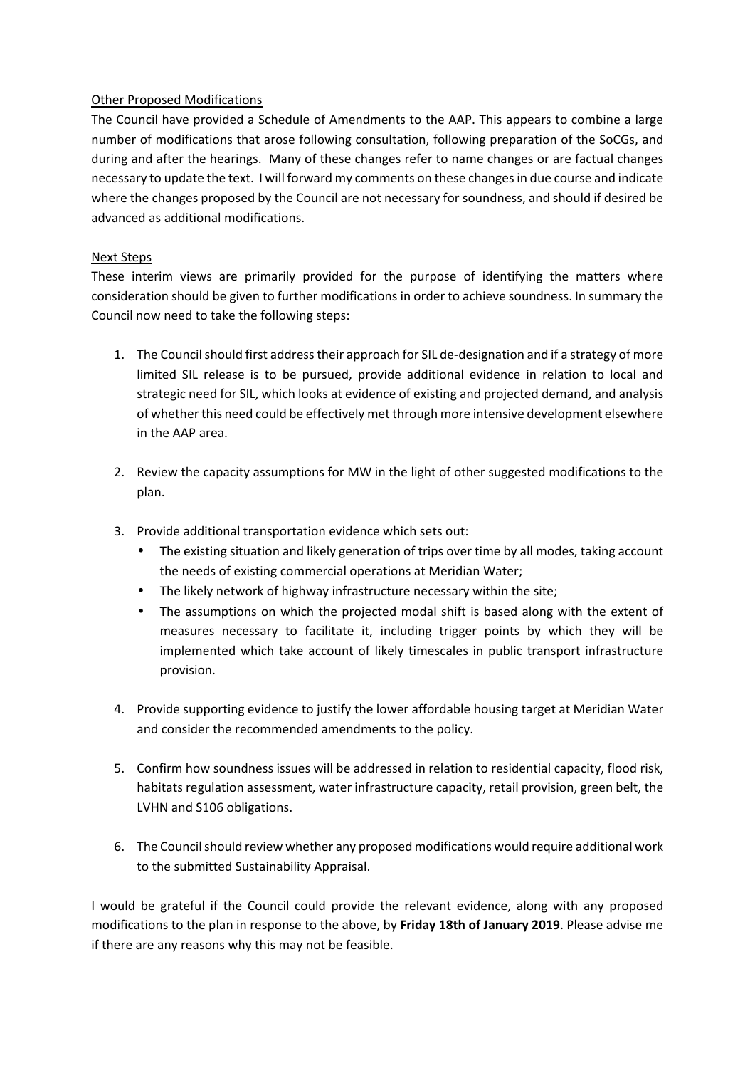<u>Other Proposed Modifications</u>

The Council have provided a Schedule of Amendments to the AAP. This appears to combine a large number of modifications that arose following consultation, following preparation of the SoCGs, and during and after the hearings. Many of these changes refer to name changes or are factual changes necessary to update the text. I will forward my comments on these changes in due course and indicate where the changes proposed by the Council are not necessary for soundness, and should if desired be advanced as additional modifications.

<u>Next Steps</u>

These interim views are primarily provided for the purpose of identifying the matters where consideration should be given to further modifications in order to achieve soundness. In summary the Council now need to take the following steps:

1. The Council should first address their approach for SIL de-designation and if a strategy of more limited SIL release is to be pursued, provide additional evidence in relation to local and strategic need for SIL, which looks at evidence of existing and projected demand, and analysis of whether this need could be effectively met through more intensive development elsewhere in the AAP area.

2. Review the capacity assumptions for MW in the light of other suggested modifications to the plan.

3. Provide additional transportation evidence which sets out:
   - The existing situation and likely generation of trips over time by all modes, taking account the needs of existing commercial operations at Meridian Water;
   - The likely network of highway infrastructure necessary within the site;
   - The assumptions on which the projected modal shift is based along with the extent of measures necessary to facilitate it, including trigger points by which they will be implemented which take account of likely timescales in public transport infrastructure provision.

4. Provide supporting evidence to justify the lower affordable housing target at Meridian Water and consider the recommended amendments to the policy.

5. Confirm how soundness issues will be addressed in relation to residential capacity, flood risk, habitats regulation assessment, water infrastructure capacity, retail provision, green belt, the LVHN and S106 obligations.

6. The Council should review whether any proposed modifications would require additional work to the submitted Sustainability Appraisal.

I would be grateful if the Council could provide the relevant evidence, along with any proposed modifications to the plan in response to the above, by **Friday 18th of January 2019**. Please advise me if there are any reasons why this may not be feasible.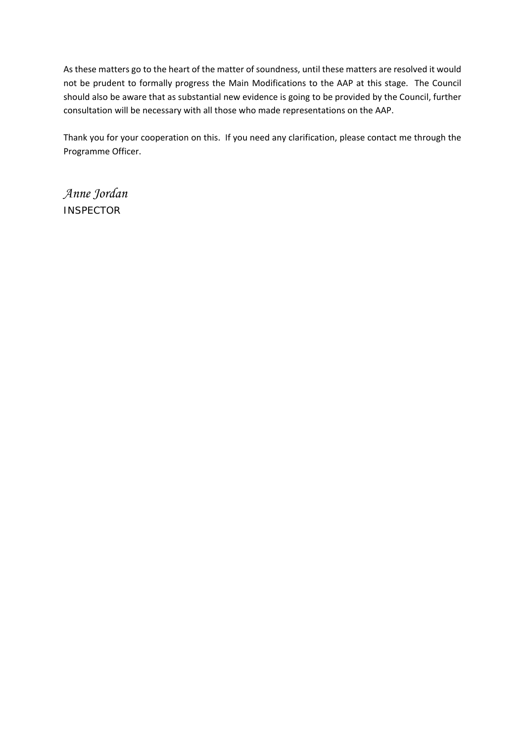As these matters go to the heart of the matter of soundness, until these matters are resolved it would not be prudent to formally progress the Main Modifications to the AAP at this stage. The Council should also be aware that as substantial new evidence is going to be provided by the Council, further consultation will be necessary with all those who made representations on the AAP.

Thank you for your cooperation on this. If you need any clarification, please contact me through the Programme Officer.

*Anne Jordan*

INSPECTOR